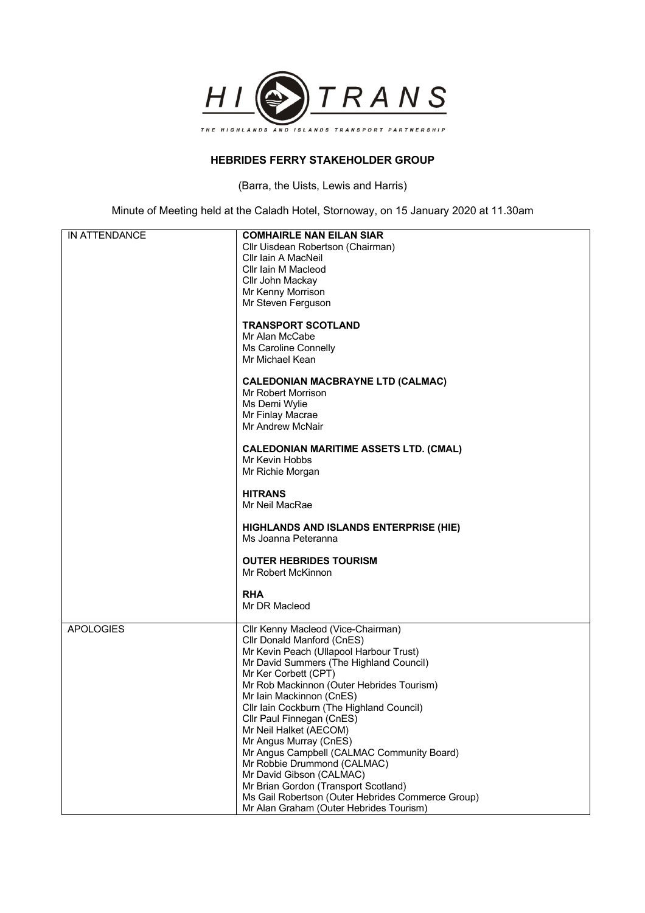HI TRANS

THE HIGHLANDS AND ISLANDS TRANSPORT PARTNERSHIP

# HEBRIDES FERRY STAKEHOLDER GROUP

(Barra, the Uists, Lewis and Harris)

Minute of Meeting held at the Caladh Hotel, Stornoway, on 15 January 2020 at 11.30am

| | |
|---|---|
| IN ATTENDANCE | **COMHAIRLE NAN EILAN SIAR**<br>Cllr Uisdean Robertson (Chairman)<br>Cllr Iain A MacNeil<br>Cllr Iain M Macleod<br>Cllr John Mackay<br>Mr Kenny Morrison<br>Mr Steven Ferguson<br><br>**TRANSPORT SCOTLAND**<br>Mr Alan McCabe<br>Ms Caroline Connelly<br>Mr Michael Kean<br><br>**CALEDONIAN MACBRAYNE LTD (CALMAC)**<br>Mr Robert Morrison<br>Ms Demi Wylie<br>Mr Finlay Macrae<br>Mr Andrew McNair<br><br>**CALEDONIAN MARITIME ASSETS LTD. (CMAL)**<br>Mr Kevin Hobbs<br>Mr Richie Morgan<br><br>**HITRANS**<br>Mr Neil MacRae<br><br>**HIGHLANDS AND ISLANDS ENTERPRISE (HIE)**<br>Ms Joanna Peteranna<br><br>**OUTER HEBRIDES TOURISM**<br>Mr Robert McKinnon<br><br>**RHA**<br>Mr DR Macleod |
| APOLOGIES | Cllr Kenny Macleod (Vice-Chairman)<br>Cllr Donald Manford (CnES)<br>Mr Kevin Peach (Ullapool Harbour Trust)<br>Mr David Summers (The Highland Council)<br>Mr Ker Corbett (CPT)<br>Mr Rob Mackinnon (Outer Hebrides Tourism)<br>Mr Iain Mackinnon (CnES)<br>Cllr Iain Cockburn (The Highland Council)<br>Cllr Paul Finnegan (CnES)<br>Mr Neil Halket (AECOM)<br>Mr Angus Murray (CnES)<br>Mr Angus Campbell (CALMAC Community Board)<br>Mr Robbie Drummond (CALMAC)<br>Mr David Gibson (CALMAC)<br>Mr Brian Gordon (Transport Scotland)<br>Ms Gail Robertson (Outer Hebrides Commerce Group)<br>Mr Alan Graham (Outer Hebrides Tourism) |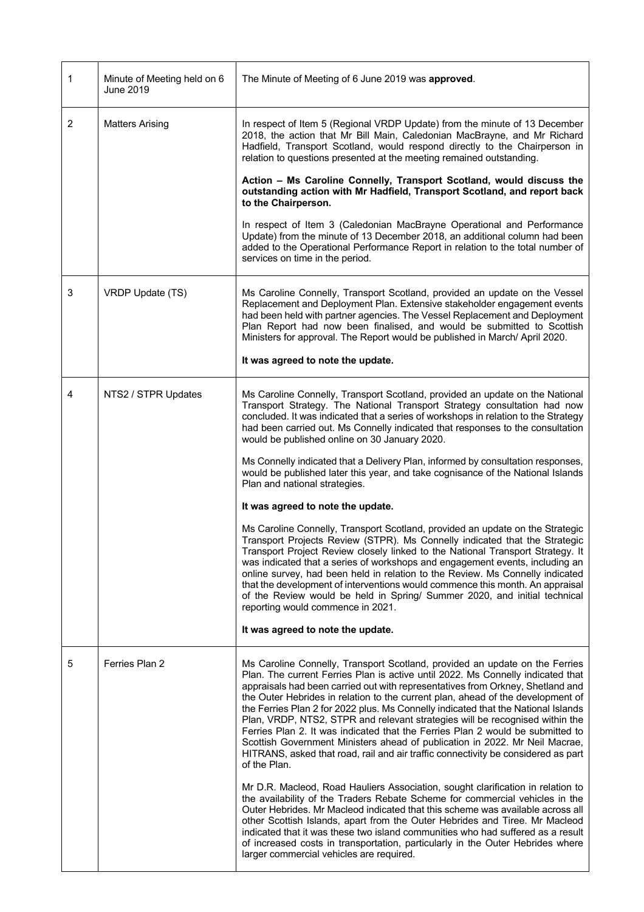| | | |
|---|---|---|
| 1 | Minute of Meeting held on 6 June 2019 | The Minute of Meeting of 6 June 2019 was **approved**. |
| 2 | Matters Arising | In respect of Item 5 (Regional VRDP Update) from the minute of 13 December 2018, the action that Mr Bill Main, Caledonian MacBrayne, and Mr Richard Hadfield, Transport Scotland, would respond directly to the Chairperson in relation to questions presented at the meeting remained outstanding.<br><br>**Action – Ms Caroline Connelly, Transport Scotland, would discuss the outstanding action with Mr Hadfield, Transport Scotland, and report back to the Chairperson.**<br><br>In respect of Item 3 (Caledonian MacBrayne Operational and Performance Update) from the minute of 13 December 2018, an additional column had been added to the Operational Performance Report in relation to the total number of services on time in the period. |
| 3 | VRDP Update (TS) | Ms Caroline Connelly, Transport Scotland, provided an update on the Vessel Replacement and Deployment Plan. Extensive stakeholder engagement events had been held with partner agencies. The Vessel Replacement and Deployment Plan Report had now been finalised, and would be submitted to Scottish Ministers for approval. The Report would be published in March/ April 2020.<br><br>**It was agreed to note the update.** |
| 4 | NTS2 / STPR Updates | Ms Caroline Connelly, Transport Scotland, provided an update on the National Transport Strategy. The National Transport Strategy consultation had now concluded. It was indicated that a series of workshops in relation to the Strategy had been carried out. Ms Connelly indicated that responses to the consultation would be published online on 30 January 2020.<br><br>Ms Connelly indicated that a Delivery Plan, informed by consultation responses, would be published later this year, and take cognisance of the National Islands Plan and national strategies.<br><br>**It was agreed to note the update.**<br><br>Ms Caroline Connelly, Transport Scotland, provided an update on the Strategic Transport Projects Review (STPR). Ms Connelly indicated that the Strategic Transport Project Review closely linked to the National Transport Strategy. It was indicated that a series of workshops and engagement events, including an online survey, had been held in relation to the Review. Ms Connelly indicated that the development of interventions would commence this month. An appraisal of the Review would be held in Spring/ Summer 2020, and initial technical reporting would commence in 2021.<br><br>**It was agreed to note the update.** |
| 5 | Ferries Plan 2 | Ms Caroline Connelly, Transport Scotland, provided an update on the Ferries Plan. The current Ferries Plan is active until 2022. Ms Connelly indicated that appraisals had been carried out with representatives from Orkney, Shetland and the Outer Hebrides in relation to the current plan, ahead of the development of the Ferries Plan 2 for 2022 plus. Ms Connelly indicated that the National Islands Plan, VRDP, NTS2, STPR and relevant strategies will be recognised within the Ferries Plan 2. It was indicated that the Ferries Plan 2 would be submitted to Scottish Government Ministers ahead of publication in 2022. Mr Neil Macrae, HITRANS, asked that road, rail and air traffic connectivity be considered as part of the Plan.<br><br>Mr D.R. Macleod, Road Hauliers Association, sought clarification in relation to the availability of the Traders Rebate Scheme for commercial vehicles in the Outer Hebrides. Mr Macleod indicated that this scheme was available across all other Scottish Islands, apart from the Outer Hebrides and Tiree. Mr Macleod indicated that it was these two island communities who had suffered as a result of increased costs in transportation, particularly in the Outer Hebrides where larger commercial vehicles are required. |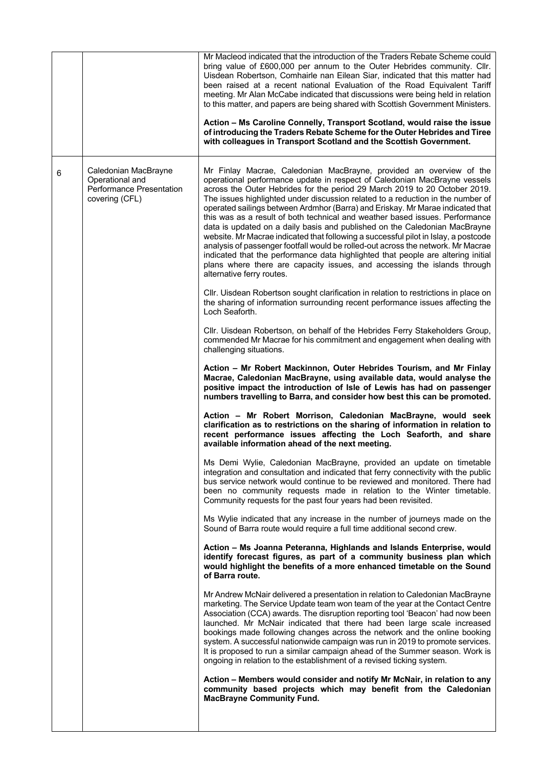| | | |
|---|---|---|
| | | Mr Macleod indicated that the introduction of the Traders Rebate Scheme could bring value of £600,000 per annum to the Outer Hebrides community. Cllr. Uisdean Robertson, Comhairle nan Eilean Siar, indicated that this matter had been raised at a recent national Evaluation of the Road Equivalent Tariff meeting. Mr Alan McCabe indicated that discussions were being held in relation to this matter, and papers are being shared with Scottish Government Ministers.<br><br>**Action – Ms Caroline Connelly, Transport Scotland, would raise the issue of introducing the Traders Rebate Scheme for the Outer Hebrides and Tiree with colleagues in Transport Scotland and the Scottish Government.** |
| 6 | Caledonian MacBrayne Operational and Performance Presentation covering (CFL) | Mr Finlay Macrae, Caledonian MacBrayne, provided an overview of the operational performance update in respect of Caledonian MacBrayne vessels across the Outer Hebrides for the period 29 March 2019 to 20 October 2019. The issues highlighted under discussion related to a reduction in the number of operated sailings between Ardmhor (Barra) and Eriskay. Mr Marae indicated that this was as a result of both technical and weather based issues. Performance data is updated on a daily basis and published on the Caledonian MacBrayne website. Mr Macrae indicated that following a successful pilot in Islay, a postcode analysis of passenger footfall would be rolled-out across the network. Mr Macrae indicated that the performance data highlighted that people are altering initial plans where there are capacity issues, and accessing the islands through alternative ferry routes.<br><br>Cllr. Uisdean Robertson sought clarification in relation to restrictions in place on the sharing of information surrounding recent performance issues affecting the Loch Seaforth.<br><br>Cllr. Uisdean Robertson, on behalf of the Hebrides Ferry Stakeholders Group, commended Mr Macrae for his commitment and engagement when dealing with challenging situations.<br><br>**Action – Mr Robert Mackinnon, Outer Hebrides Tourism, and Mr Finlay Macrae, Caledonian MacBrayne, using available data, would analyse the positive impact the introduction of Isle of Lewis has had on passenger numbers travelling to Barra, and consider how best this can be promoted.**<br><br>**Action – Mr Robert Morrison, Caledonian MacBrayne, would seek clarification as to restrictions on the sharing of information in relation to recent performance issues affecting the Loch Seaforth, and share available information ahead of the next meeting.**<br><br>Ms Demi Wylie, Caledonian MacBrayne, provided an update on timetable integration and consultation and indicated that ferry connectivity with the public bus service network would continue to be reviewed and monitored. There had been no community requests made in relation to the Winter timetable. Community requests for the past four years had been revisited.<br><br>Ms Wylie indicated that any increase in the number of journeys made on the Sound of Barra route would require a full time additional second crew.<br><br>**Action – Ms Joanna Peteranna, Highlands and Islands Enterprise, would identify forecast figures, as part of a community business plan which would highlight the benefits of a more enhanced timetable on the Sound of Barra route.**<br><br>Mr Andrew McNair delivered a presentation in relation to Caledonian MacBrayne marketing. The Service Update team won team of the year at the Contact Centre Association (CCA) awards. The disruption reporting tool 'Beacon' had now been launched. Mr McNair indicated that there had been large scale increased bookings made following changes across the network and the online booking system. A successful nationwide campaign was run in 2019 to promote services. It is proposed to run a similar campaign ahead of the Summer season. Work is ongoing in relation to the establishment of a revised ticking system.<br><br>**Action – Members would consider and notify Mr McNair, in relation to any community based projects which may benefit from the Caledonian MacBrayne Community Fund.** |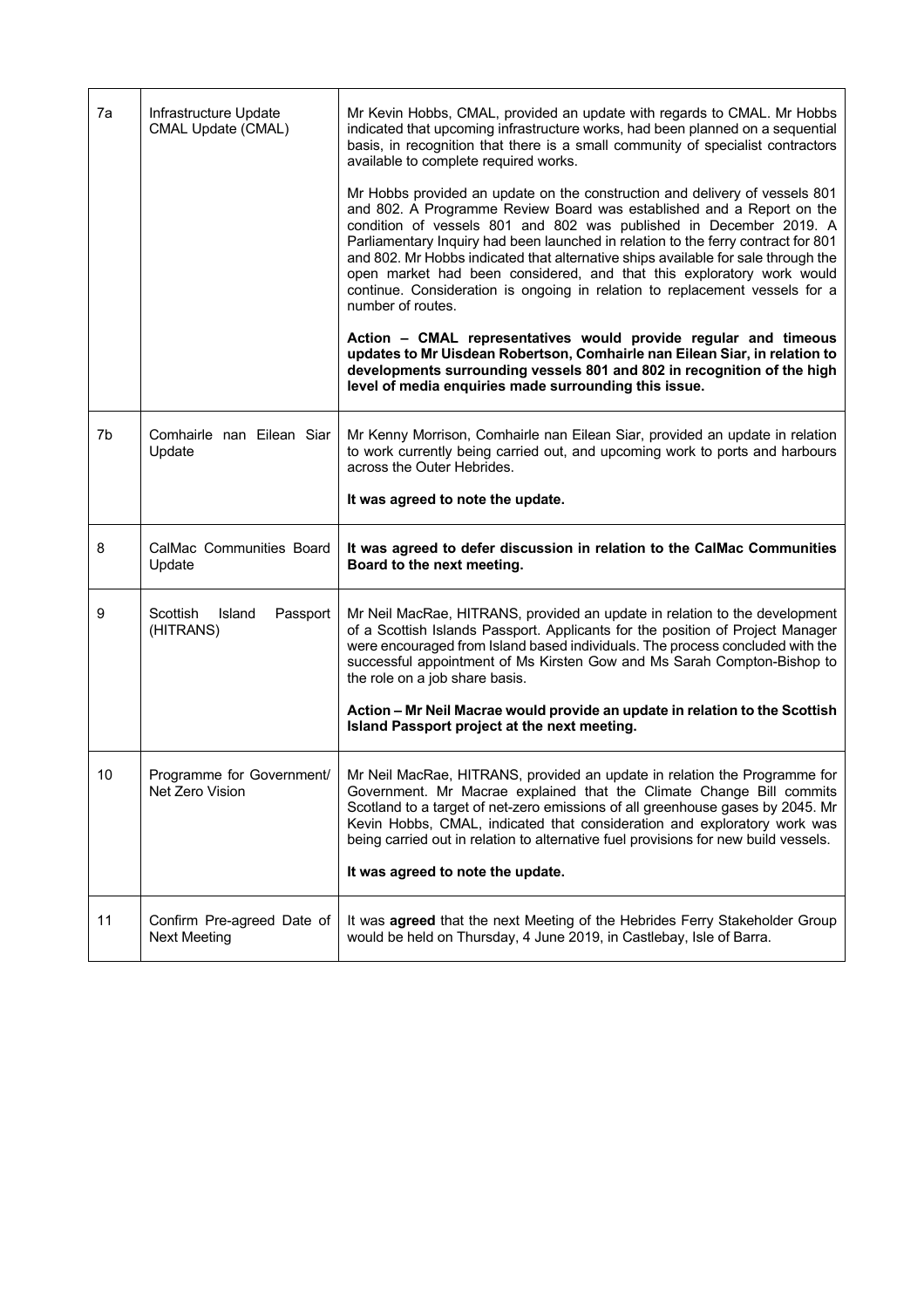| | | |
|---|---|---|
| 7a | Infrastructure Update CMAL Update (CMAL) | Mr Kevin Hobbs, CMAL, provided an update with regards to CMAL. Mr Hobbs indicated that upcoming infrastructure works, had been planned on a sequential basis, in recognition that there is a small community of specialist contractors available to complete required works.<br><br>Mr Hobbs provided an update on the construction and delivery of vessels 801 and 802. A Programme Review Board was established and a Report on the condition of vessels 801 and 802 was published in December 2019. A Parliamentary Inquiry had been launched in relation to the ferry contract for 801 and 802. Mr Hobbs indicated that alternative ships available for sale through the open market had been considered, and that this exploratory work would continue. Consideration is ongoing in relation to replacement vessels for a number of routes.<br><br>**Action – CMAL representatives would provide regular and timeous updates to Mr Uisdean Robertson, Comhairle nan Eilean Siar, in relation to developments surrounding vessels 801 and 802 in recognition of the high level of media enquiries made surrounding this issue.** |
| 7b | Comhairle nan Eilean Siar Update | Mr Kenny Morrison, Comhairle nan Eilean Siar, provided an update in relation to work currently being carried out, and upcoming work to ports and harbours across the Outer Hebrides.<br><br>**It was agreed to note the update.** |
| 8 | CalMac Communities Board Update | **It was agreed to defer discussion in relation to the CalMac Communities Board to the next meeting.** |
| 9 | Scottish Island Passport (HITRANS) | Mr Neil MacRae, HITRANS, provided an update in relation to the development of a Scottish Islands Passport. Applicants for the position of Project Manager were encouraged from Island based individuals. The process concluded with the successful appointment of Ms Kirsten Gow and Ms Sarah Compton-Bishop to the role on a job share basis.<br><br>**Action – Mr Neil Macrae would provide an update in relation to the Scottish Island Passport project at the next meeting.** |
| 10 | Programme for Government/ Net Zero Vision | Mr Neil MacRae, HITRANS, provided an update in relation the Programme for Government. Mr Macrae explained that the Climate Change Bill commits Scotland to a target of net-zero emissions of all greenhouse gases by 2045. Mr Kevin Hobbs, CMAL, indicated that consideration and exploratory work was being carried out in relation to alternative fuel provisions for new build vessels.<br><br>**It was agreed to note the update.** |
| 11 | Confirm Pre-agreed Date of Next Meeting | It was **agreed** that the next Meeting of the Hebrides Ferry Stakeholder Group would be held on Thursday, 4 June 2019, in Castlebay, Isle of Barra. |